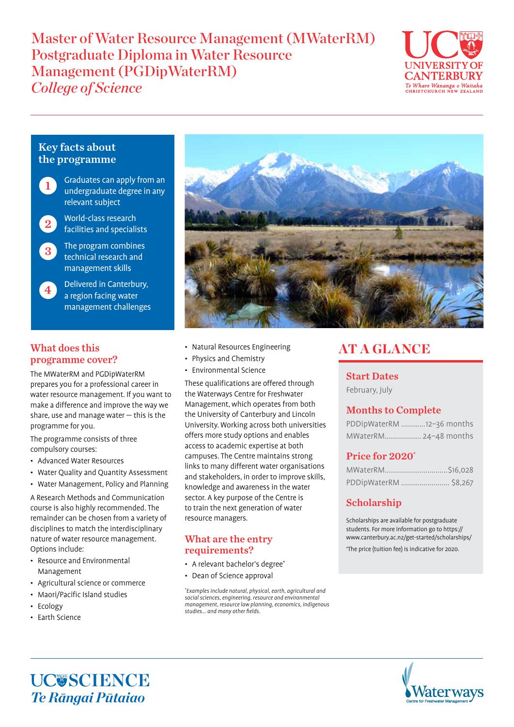# Master of Water Resource Management (MWaterRM) Postgraduate Diploma in Water Resource Management (PGDipWaterRM)

## *College of Science*

UC UNIVERSITY OF CANTERBURY Te Whare Wānanga o Waitaha CHRISTCHURCH NEW ZEALAND

### Key facts about the programme

1. Graduates can apply from an undergraduate degree in any relevant subject
2. World-class research facilities and specialists
3. The program combines technical research and management skills
4. Delivered in Canterbury, a region facing water management challenges

### What does this programme cover?

The MWaterRM and PGDipWaterRM prepares you for a professional career in water resource management. If you want to make a difference and improve the way we share, use and manage water — this is the programme for you.

The programme consists of three compulsory courses:

- Advanced Water Resources
- Water Quality and Quantity Assessment
- Water Management, Policy and Planning

A Research Methods and Communication course is also highly recommended. The remainder can be chosen from a variety of disciplines to match the interdisciplinary nature of water resource management. Options include:

- Resource and Environmental Management
- Agricultural science or commerce
- Maori/Pacific Island studies
- Ecology
- Earth Science
- Natural Resources Engineering
- Physics and Chemistry
- Environmental Science

These qualifications are offered through the Waterways Centre for Freshwater Management, which operates from both the University of Canterbury and Lincoln University. Working across both universities offers more study options and enables access to academic expertise at both campuses. The Centre maintains strong links to many different water organisations and stakeholders, in order to improve skills, knowledge and awareness in the water sector. A key purpose of the Centre is to train the next generation of water resource managers.

### What are the entry requirements?

- A relevant bachelor's degree*
- Dean of Science approval

*\*Examples include natural, physical, earth, agricultural and social sciences, engineering, resource and environmental management, resource law planning, economics, indigenous studies... and many other fields.*

## AT A GLANCE

### Start Dates

February, July

### Months to Complete

PDDipWaterRM ............12–36 months
MWaterRM.................. 24–48 months

### Price for 2020*

MWaterRM...............................$16,028
PDDipWaterRM ........................ $8,267

### Scholarship

Scholarships are available for postgraduate students. For more information go to https://www.canterbury.ac.nz/get-started/scholarships/

*The price (tuition fee) is indicative for 2020.

UC SCIENCE *Te Rāngai Pūtaiao*

Waterways Centre for Freshwater Management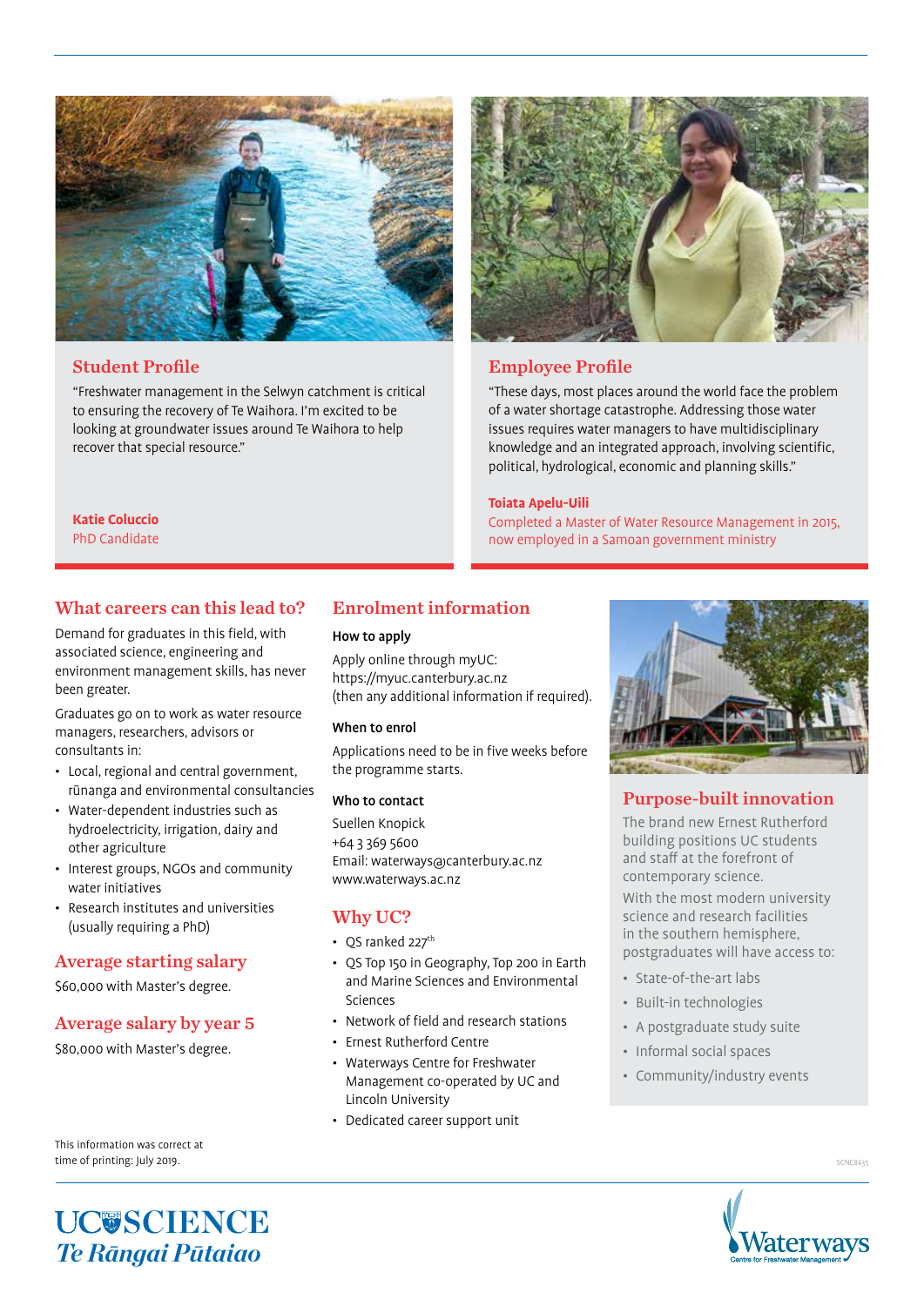## Student Profile

"Freshwater management in the Selwyn catchment is critical to ensuring the recovery of Te Waihora. I'm excited to be looking at groundwater issues around Te Waihora to help recover that special resource."

**Katie Coluccio**
PhD Candidate

## Employee Profile

"These days, most places around the world face the problem of a water shortage catastrophe. Addressing those water issues requires water managers to have multidisciplinary knowledge and an integrated approach, involving scientific, political, hydrological, economic and planning skills."

**Toiata Apelu-Uili**
Completed a Master of Water Resource Management in 2015, now employed in a Samoan government ministry

## What careers can this lead to?

Demand for graduates in this field, with associated science, engineering and environment management skills, has never been greater.

Graduates go on to work as water resource managers, researchers, advisors or consultants in:

- Local, regional and central government, rūnanga and environmental consultancies
- Water-dependent industries such as hydroelectricity, irrigation, dairy and other agriculture
- Interest groups, NGOs and community water initiatives
- Research institutes and universities (usually requiring a PhD)

## Average starting salary

$60,000 with Master's degree.

## Average salary by year 5

$80,000 with Master's degree.

## Enrolment information

### How to apply

Apply online through myUC:
https://myuc.canterbury.ac.nz
(then any additional information if required).

### When to enrol

Applications need to be in five weeks before the programme starts.

### Who to contact

Suellen Knopick
+64 3 369 5600
Email: waterways@canterbury.ac.nz
www.waterways.ac.nz

## Why UC?

- QS ranked 227th
- QS Top 150 in Geography, Top 200 in Earth and Marine Sciences and Environmental Sciences
- Network of field and research stations
- Ernest Rutherford Centre
- Waterways Centre for Freshwater Management co-operated by UC and Lincoln University
- Dedicated career support unit

## Purpose-built innovation

The brand new Ernest Rutherford building positions UC students and staff at the forefront of contemporary science.

With the most modern university science and research facilities in the southern hemisphere, postgraduates will have access to:

- State-of-the-art labs
- Built-in technologies
- A postgraduate study suite
- Informal social spaces
- Community/industry events

This information was correct at time of printing: July 2019.

SCNC8635

UC SCIENCE
*Te Rāngai Pūtaiao*

Waterways
Centre for Freshwater Management